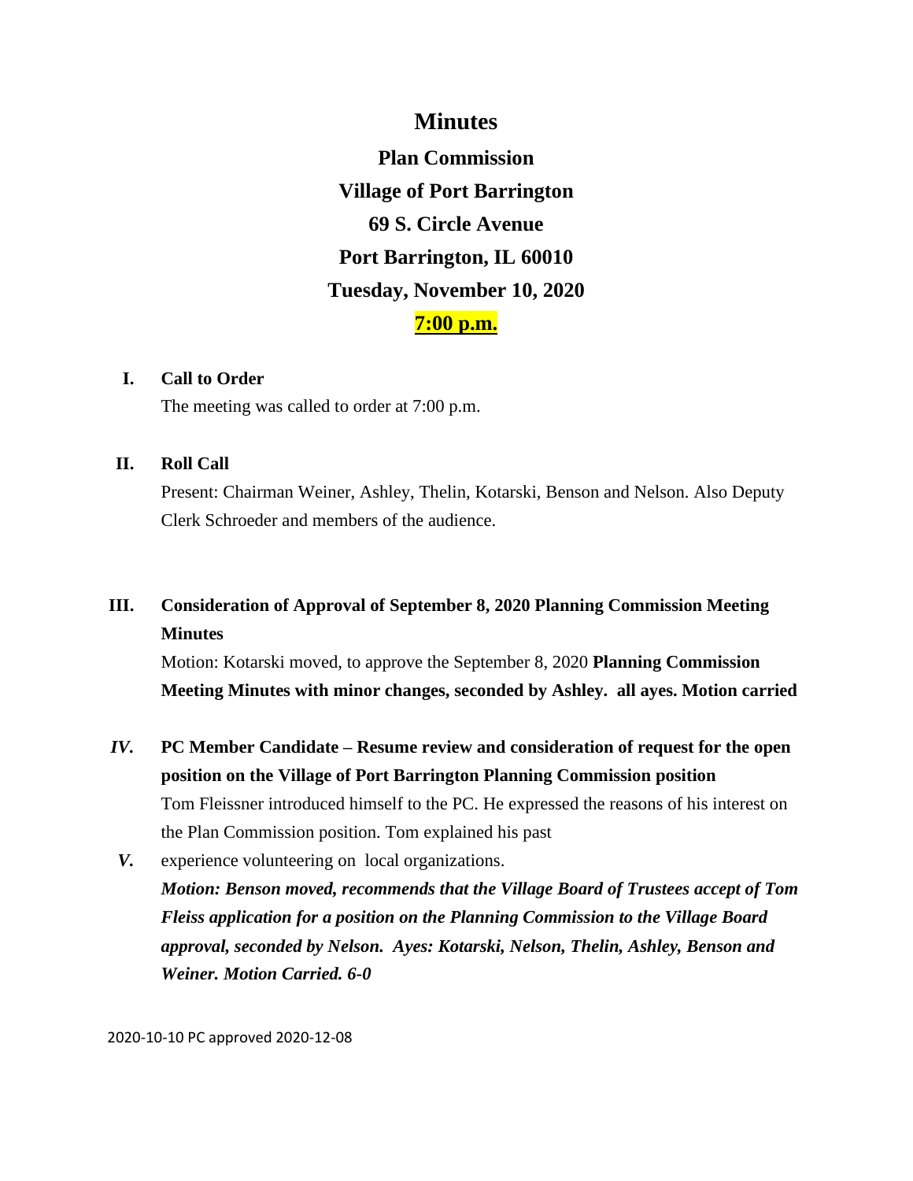# Minutes

## Plan Commission

## Village of Port Barrington

## 69 S. Circle Avenue

## Port Barrington, IL 60010

## Tuesday, November 10, 2020

## 7:00 p.m.

**I. Call to Order**

The meeting was called to order at 7:00 p.m.

**II. Roll Call**

Present: Chairman Weiner, Ashley, Thelin, Kotarski, Benson and Nelson. Also Deputy Clerk Schroeder and members of the audience.

**III. Consideration of Approval of September 8, 2020 Planning Commission Meeting Minutes**

Motion: Kotarski moved, to approve the September 8, 2020 **Planning Commission Meeting Minutes with minor changes, seconded by Ashley. all ayes. Motion carried**

***IV.*** **PC Member Candidate – Resume review and consideration of request for the open position on the Village of Port Barrington Planning Commission position**

Tom Fleissner introduced himself to the PC. He expressed the reasons of his interest on the Plan Commission position. Tom explained his past

***V.*** experience volunteering on local organizations.

***Motion: Benson moved, recommends that the Village Board of Trustees accept of Tom Fleiss application for a position on the Planning Commission to the Village Board approval, seconded by Nelson. Ayes: Kotarski, Nelson, Thelin, Ashley, Benson and Weiner. Motion Carried. 6-0***

2020-10-10 PC approved 2020-12-08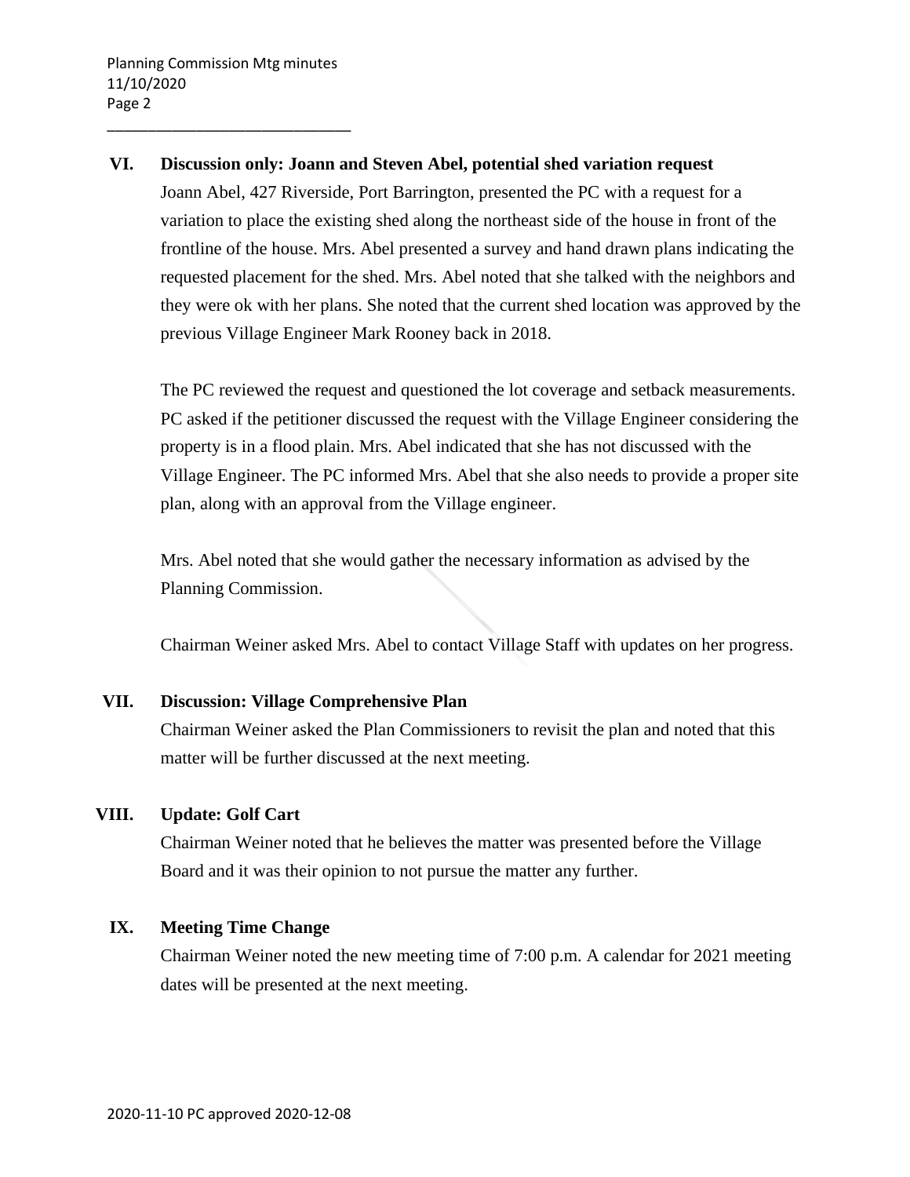## VI. Discussion only: Joann and Steven Abel, potential shed variation request

Joann Abel, 427 Riverside, Port Barrington, presented the PC with a request for a variation to place the existing shed along the northeast side of the house in front of the frontline of the house. Mrs. Abel presented a survey and hand drawn plans indicating the requested placement for the shed. Mrs. Abel noted that she talked with the neighbors and they were ok with her plans. She noted that the current shed location was approved by the previous Village Engineer Mark Rooney back in 2018.

The PC reviewed the request and questioned the lot coverage and setback measurements. PC asked if the petitioner discussed the request with the Village Engineer considering the property is in a flood plain. Mrs. Abel indicated that she has not discussed with the Village Engineer. The PC informed Mrs. Abel that she also needs to provide a proper site plan, along with an approval from the Village engineer.

Mrs. Abel noted that she would gather the necessary information as advised by the Planning Commission.

Chairman Weiner asked Mrs. Abel to contact Village Staff with updates on her progress.

## VII. Discussion: Village Comprehensive Plan

Chairman Weiner asked the Plan Commissioners to revisit the plan and noted that this matter will be further discussed at the next meeting.

## VIII. Update: Golf Cart

Chairman Weiner noted that he believes the matter was presented before the Village Board and it was their opinion to not pursue the matter any further.

## IX. Meeting Time Change

Chairman Weiner noted the new meeting time of 7:00 p.m. A calendar for 2021 meeting dates will be presented at the next meeting.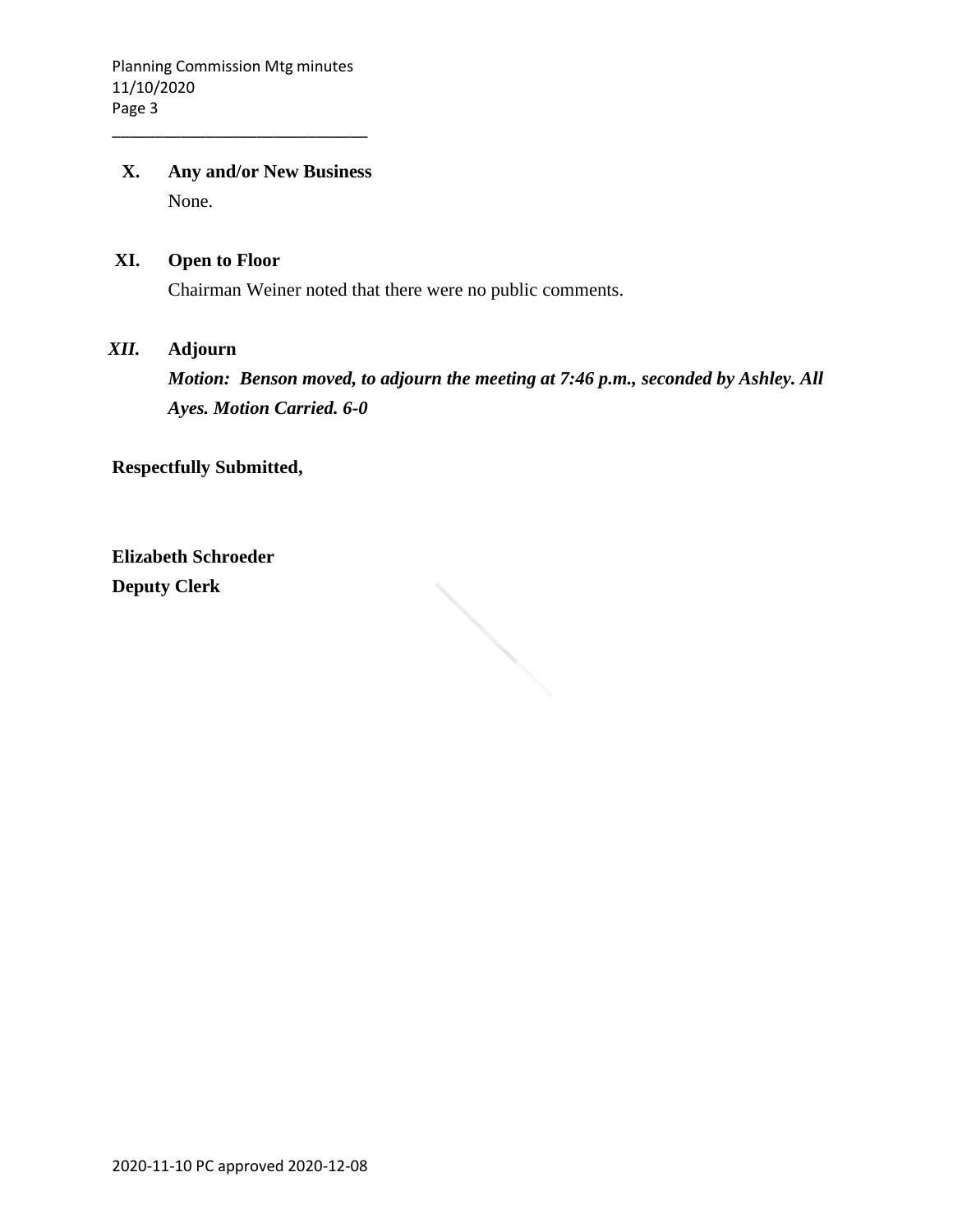**X. Any and/or New Business**

None.

**XI. Open to Floor**

Chairman Weiner noted that there were no public comments.

***XII.* Adjourn**

***Motion: Benson moved, to adjourn the meeting at 7:46 p.m., seconded by Ashley. All Ayes. Motion Carried. 6-0***

**Respectfully Submitted,**

**Elizabeth Schroeder**
**Deputy Clerk**

2020-11-10 PC approved 2020-12-08